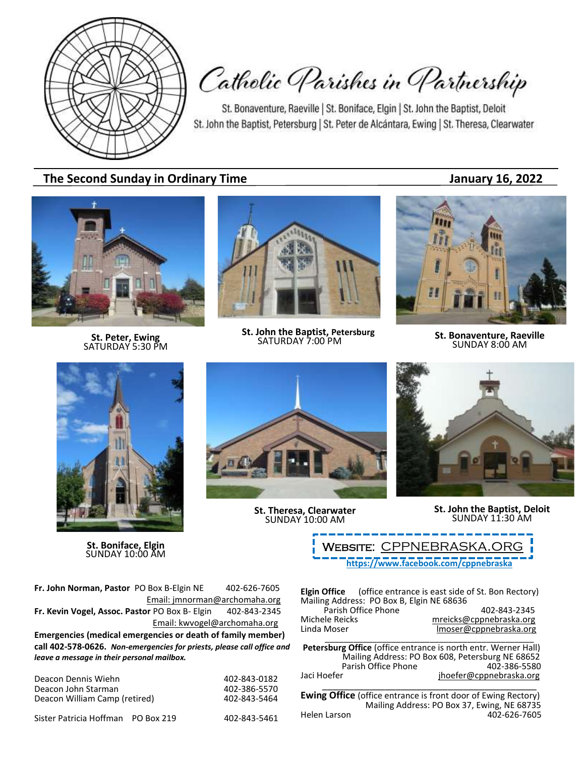# Catholic Parishes in Partnership

St. Bonaventure, Raeville | St. Boniface, Elgin | St. John the Baptist, Deloit
St. John the Baptist, Petersburg | St. Peter de Alcántara, Ewing | St. Theresa, Clearwater

## The Second Sunday in Ordinary Time — January 16, 2022

**St. Peter, Ewing**
SATURDAY 5:30 PM

**St. John the Baptist, Petersburg**
SATURDAY 7:00 PM

**St. Bonaventure, Raeville**
SUNDAY 8:00 AM

**St. Boniface, Elgin**
SUNDAY 10:00 AM

**St. Theresa, Clearwater**
SUNDAY 10:00 AM

**St. John the Baptist, Deloit**
SUNDAY 11:30 AM

WEBSITE: CPPNEBRASKA.ORG
https://www.facebook.com/cppnebraska

**Fr. John Norman, Pastor** PO Box B-Elgin NE 402-626-7605
Email: jmnorman@archomaha.org
**Fr. Kevin Vogel, Assoc. Pastor** PO Box B- Elgin 402-843-2345
Email: kwvogel@archomaha.org

**Emergencies (medical emergencies or death of family member) call 402-578-0626.** ***Non-emergencies for priests, please call office and leave a message in their personal mailbox.***

Deacon Dennis Wiehn 402-843-0182
Deacon John Starman 402-386-5570
Deacon William Camp (retired) 402-843-5464

Sister Patricia Hoffman PO Box 219 402-843-5461

**Elgin Office** (office entrance is east side of St. Bon Rectory)
Mailing Address: PO Box B, Elgin NE 68636
Parish Office Phone 402-843-2345
Michele Reicks mreicks@cppnebraska.org
Linda Moser lmoser@cppnebraska.org

**Petersburg Office** (office entrance is north entr. Werner Hall)
Mailing Address: PO Box 608, Petersburg NE 68652
Parish Office Phone 402-386-5580
Jaci Hoefer jhoefer@cppnebraska.org

**Ewing Office** (office entrance is front door of Ewing Rectory)
Mailing Address: PO Box 37, Ewing, NE 68735
Helen Larson 402-626-7605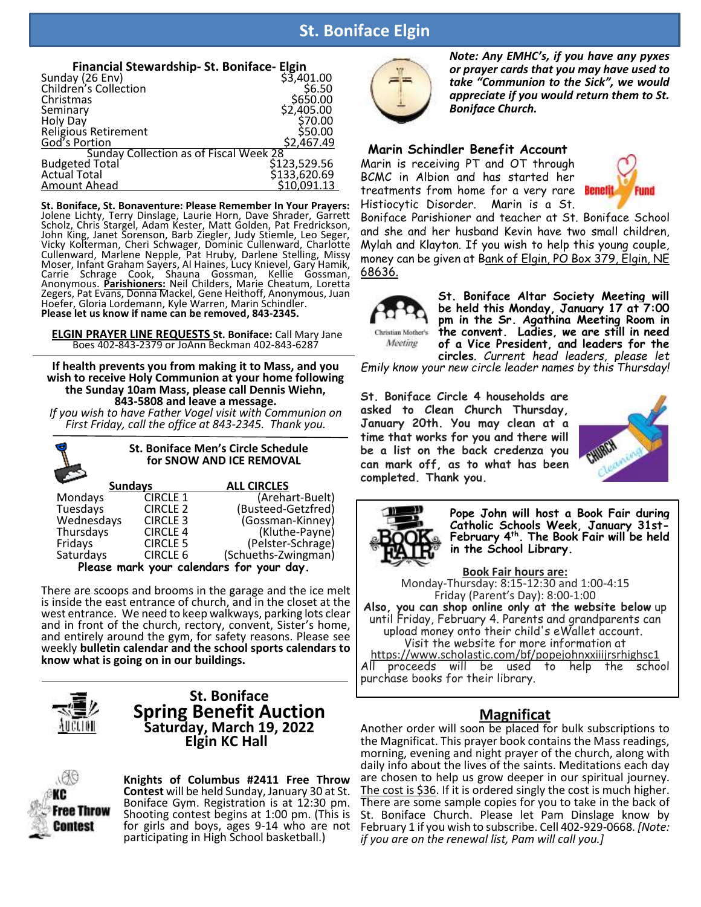# St. Boniface Elgin

### Financial Stewardship- St. Boniface- Elgin

| | |
|---|---|
| Sunday (26 Env) | $3,401.00 |
| Children's Collection | $6.50 |
| Christmas | $650.00 |
| Seminary | $2,405.00 |
| Holy Day | $70.00 |
| Religious Retirement | $50.00 |
| God's Portion | $2,467.49 |
| Sunday Collection as of Fiscal Week 28 | |
| Budgeted Total | $123,529.56 |
| Actual Total | $133,620.69 |
| Amount Ahead | $10,091.13 |

**St. Boniface, St. Bonaventure: Please Remember In Your Prayers:** Jolene Lichty, Terry Dinslage, Laurie Horn, Dave Shrader, Garrett Scholz, Chris Stargel, Adam Kester, Matt Golden, Pat Fredrickson, John King, Janet Sorenson, Barb Ziegler, Judy Stiemle, Leo Seger, Vicky Kolterman, Cheri Schwager, Dominic Cullenward, Charlotte Cullenward, Marlene Nepple, Pat Hruby, Darlene Stelling, Missy Moser, Infant Graham Sayers, Al Haines, Lucy Knievel, Gary Hamik, Carrie Schrage Cook, Shauna Gossman, Kellie Gossman, Anonymous. **Parishioners:** Neil Childers, Marie Cheatum, Loretta Zegers, Pat Evans, Donna Mackel, Gene Heithoff, Anonymous, Juan Hoefer, Gloria Lordemann, Kyle Warren, Marin Schindler.
**Please let us know if name can be removed, 843-2345.**

**ELGIN PRAYER LINE REQUESTS St. Boniface:** Call Mary Jane Boes 402-843-2379 or JoAnn Beckman 402-843-6287

**If health prevents you from making it to Mass, and you wish to receive Holy Communion at your home following the Sunday 10am Mass, please call Dennis Wiehn, 843-5808 and leave a message.**
*If you wish to have Father Vogel visit with Communion on First Friday, call the office at 843-2345. Thank you.*

### St. Boniface Men's Circle Schedule for SNOW AND ICE REMOVAL

| Sundays | | ALL CIRCLES |
|---|---|---|
| Mondays | CIRCLE 1 | (Arehart-Buelt) |
| Tuesdays | CIRCLE 2 | (Busteed-Getzfred) |
| Wednesdays | CIRCLE 3 | (Gossman-Kinney) |
| Thursdays | CIRCLE 4 | (Kluthe-Payne) |
| Fridays | CIRCLE 5 | (Pelster-Schrage) |
| Saturdays | CIRCLE 6 | (Schueths-Zwingman) |

**Please mark your calendars for your day.**

There are scoops and brooms in the garage and the ice melt is inside the east entrance of church, and in the closet at the west entrance. We need to keep walkways, parking lots clear and in front of the church, rectory, convent, Sister's home, and entirely around the gym, for safety reasons. Please see weekly **bulletin calendar and the school sports calendars to know what is going on in our buildings.**

## St. Boniface Spring Benefit Auction
## Saturday, March 19, 2022
## Elgin KC Hall

**Knights of Columbus #2411 Free Throw Contest** will be held Sunday, January 30 at St. Boniface Gym. Registration is at 12:30 pm. Shooting contest begins at 1:00 pm. (This is for girls and boys, ages 9-14 who are not participating in High School basketball.)

***Note: Any EMHC's, if you have any pyxes or prayer cards that you may have used to take "Communion to the Sick", we would appreciate if you would return them to St. Boniface Church.***

### Marin Schindler Benefit Account

Marin is receiving PT and OT through BCMC in Albion and has started her treatments from home for a very rare Histiocytic Disorder. Marin is a St. Boniface Parishioner and teacher at St. Boniface School and she and her husband Kevin have two small children, Mylah and Klayton. If you wish to help this young couple, money can be given at Bank of Elgin, PO Box 379, Elgin, NE 68636.

**St. Boniface Altar Society Meeting will be held this Monday, January 17 at 7:00 pm in the Sr. Agathina Meeting Room in the convent. Ladies, we are still in need of a Vice President, and leaders for the circles.** *Current head leaders, please let Emily know your new circle leader names by this Thursday!*

**St. Boniface Circle 4 households are asked to Clean Church Thursday, January 20th. You may clean at a time that works for you and there will be a list on the back credenza you can mark off, as to what has been completed. Thank you.**

**Pope John will host a Book Fair during Catholic Schools Week, January 31st-February 4th. The Book Fair will be held in the School Library.**

**Book Fair hours are:**
Monday-Thursday: 8:15-12:30 and 1:00-4:15
Friday (Parent's Day): 8:00-1:00

**Also, you can shop online only at the website below** up until Friday, February 4. Parents and grandparents can upload money onto their child's eWallet account.
Visit the website for more information at
https://www.scholastic.com/bf/popejohnxxiiijrsrhighsc1
All proceeds will be used to help the school purchase books for their library.

## Magnificat

Another order will soon be placed for bulk subscriptions to the Magnificat. This prayer book contains the Mass readings, morning, evening and night prayer of the church, along with daily info about the lives of the saints. Meditations each day are chosen to help us grow deeper in our spiritual journey. The cost is $36. If it is ordered singly the cost is much higher. There are some sample copies for you to take in the back of St. Boniface Church. Please let Pam Dinslage know by February 1 if you wish to subscribe. Cell 402-929-0668. *[Note: if you are on the renewal list, Pam will call you.]*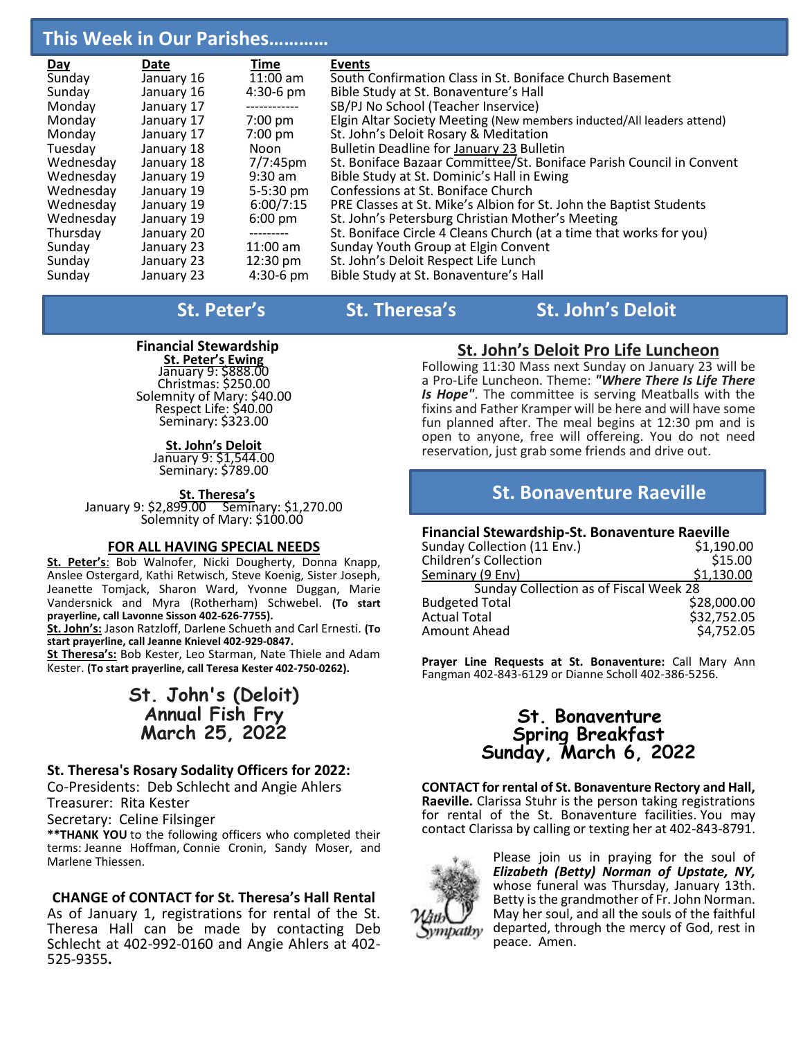## This Week in Our Parishes…………

| Day | Date | Time | Events |
|---|---|---|---|
| Sunday | January 16 | 11:00 am | South Confirmation Class in St. Boniface Church Basement |
| Sunday | January 16 | 4:30-6 pm | Bible Study at St. Bonaventure's Hall |
| Monday | January 17 | ------------ | SB/PJ No School (Teacher Inservice) |
| Monday | January 17 | 7:00 pm | Elgin Altar Society Meeting (New members inducted/All leaders attend) |
| Monday | January 17 | 7:00 pm | St. John's Deloit Rosary & Meditation |
| Tuesday | January 18 | Noon | Bulletin Deadline for January 23 Bulletin |
| Wednesday | January 18 | 7/7:45pm | St. Boniface Bazaar Committee/St. Boniface Parish Council in Convent |
| Wednesday | January 19 | 9:30 am | Bible Study at St. Dominic's Hall in Ewing |
| Wednesday | January 19 | 5-5:30 pm | Confessions at St. Boniface Church |
| Wednesday | January 19 | 6:00/7:15 | PRE Classes at St. Mike's Albion for St. John the Baptist Students |
| Wednesday | January 19 | 6:00 pm | St. John's Petersburg Christian Mother's Meeting |
| Thursday | January 20 | --------- | St. Boniface Circle 4 Cleans Church (at a time that works for you) |
| Sunday | January 23 | 11:00 am | Sunday Youth Group at Elgin Convent |
| Sunday | January 23 | 12:30 pm | St. John's Deloit Respect Life Lunch |
| Sunday | January 23 | 4:30-6 pm | Bible Study at St. Bonaventure's Hall |

## St. Peter's St. Theresa's St. John's Deloit

### Financial Stewardship

**St. Peter's Ewing**
January 9: $888.00
Christmas: $250.00
Solemnity of Mary: $40.00
Respect Life: $40.00
Seminary: $323.00

**St. John's Deloit**
January 9: $1,544.00
Seminary: $789.00

**St. Theresa's**
January 9: $2,899.00 Seminary: $1,270.00
Solemnity of Mary: $100.00

### FOR ALL HAVING SPECIAL NEEDS

**St. Peter's**: Bob Walnofer, Nicki Dougherty, Donna Knapp, Anslee Ostergard, Kathi Retwisch, Steve Koenig, Sister Joseph, Jeanette Tomjack, Sharon Ward, Yvonne Duggan, Marie Vandersnick and Myra (Rotherham) Schwebel. **(To start prayerline, call Lavonne Sisson 402-626-7755).**

**St. John's:** Jason Ratzloff, Darlene Schueth and Carl Ernesti. **(To start prayerline, call Jeanne Knievel 402-929-0847.**

**St Theresa's:** Bob Kester, Leo Starman, Nate Thiele and Adam Kester. **(To start prayerline, call Teresa Kester 402-750-0262).**

### St. John's (Deloit) Annual Fish Fry March 25, 2022

### St. Theresa's Rosary Sodality Officers for 2022:

Co-Presidents: Deb Schlecht and Angie Ahlers
Treasurer: Rita Kester
Secretary: Celine Filsinger

****THANK YOU** to the following officers who completed their terms: Jeanne Hoffman, Connie Cronin, Sandy Moser, and Marlene Thiessen.

### CHANGE of CONTACT for St. Theresa's Hall Rental

As of January 1, registrations for rental of the St. Theresa Hall can be made by contacting Deb Schlecht at 402-992-0160 and Angie Ahlers at 402-525-9355**.**

### St. John's Deloit Pro Life Luncheon

Following 11:30 Mass next Sunday on January 23 will be a Pro-Life Luncheon. Theme: ***"Where There Is Life There Is Hope"***. The committee is serving Meatballs with the fixins and Father Kramper will be here and will have some fun planned after. The meal begins at 12:30 pm and is open to anyone, free will offereing. You do not need reservation, just grab some friends and drive out.

## St. Bonaventure Raeville

**Financial Stewardship-St. Bonaventure Raeville**

| | |
|---|---|
| Sunday Collection (11 Env.) | $1,190.00 |
| Children's Collection | $15.00 |
| Seminary (9 Env) | $1,130.00 |
| Sunday Collection as of Fiscal Week 28 | |
| Budgeted Total | $28,000.00 |
| Actual Total | $32,752.05 |
| Amount Ahead | $4,752.05 |

**Prayer Line Requests at St. Bonaventure:** Call Mary Ann Fangman 402-843-6129 or Dianne Scholl 402-386-5256.

### St. Bonaventure Spring Breakfast Sunday, March 6, 2022

**CONTACT for rental of St. Bonaventure Rectory and Hall, Raeville.** Clarissa Stuhr is the person taking registrations for rental of the St. Bonaventure facilities. You may contact Clarissa by calling or texting her at 402-843-8791.

With Sympathy

Please join us in praying for the soul of ***Elizabeth (Betty) Norman of Upstate, NY,*** whose funeral was Thursday, January 13th. Betty is the grandmother of Fr. John Norman. May her soul, and all the souls of the faithful departed, through the mercy of God, rest in peace. Amen.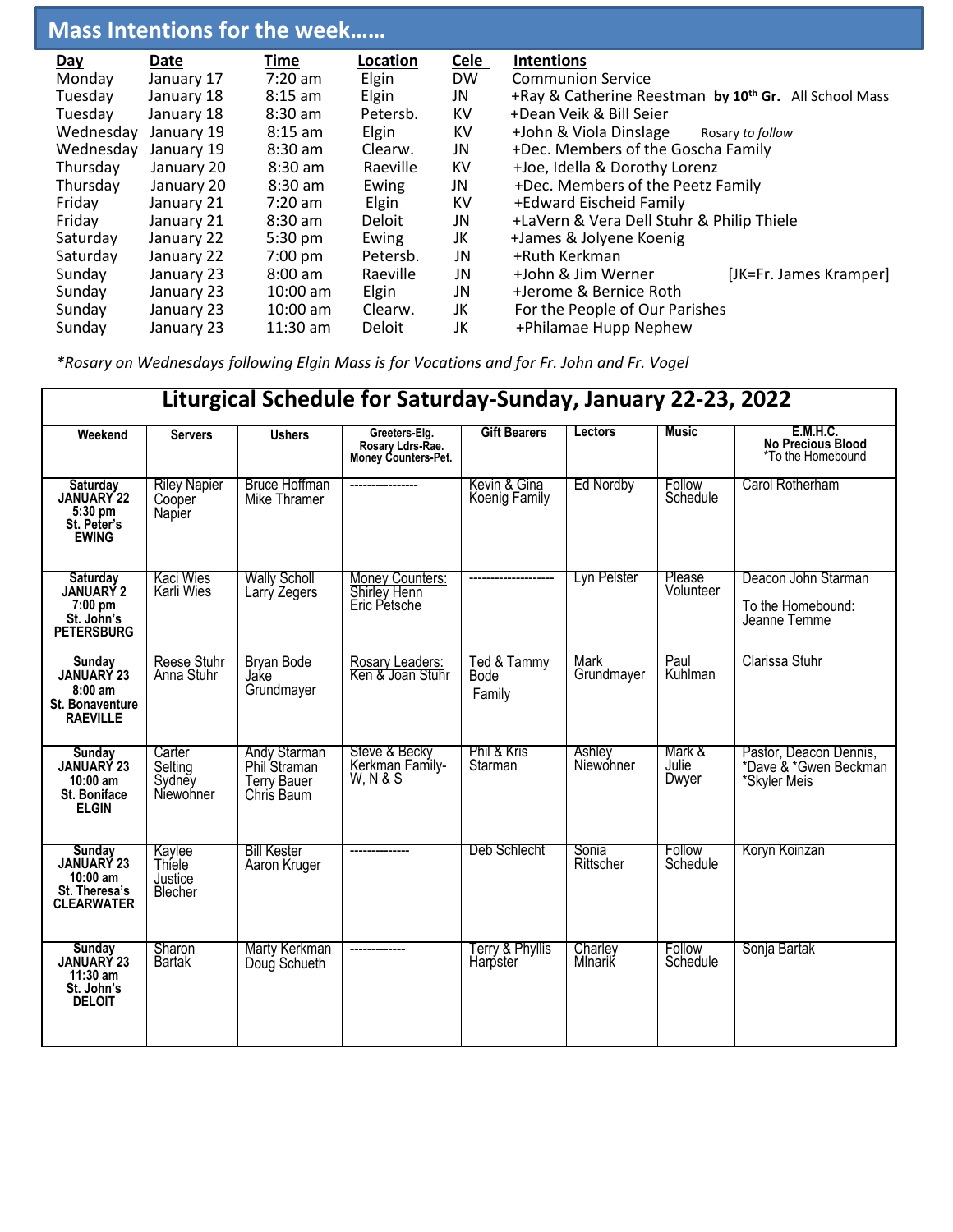## Mass Intentions for the week……

| Day | Date | Time | Location | Cele | Intentions |
|---|---|---|---|---|---|
| Monday | January 17 | 7:20 am | Elgin | DW | Communion Service |
| Tuesday | January 18 | 8:15 am | Elgin | JN | +Ray & Catherine Reestman **by 10th Gr.** All School Mass |
| Tuesday | January 18 | 8:30 am | Petersb. | KV | +Dean Veik & Bill Seier |
| Wednesday | January 19 | 8:15 am | Elgin | KV | +John & Viola Dinslage Rosary *to follow* |
| Wednesday | January 19 | 8:30 am | Clearw. | JN | +Dec. Members of the Goscha Family |
| Thursday | January 20 | 8:30 am | Raeville | KV | +Joe, Idella & Dorothy Lorenz |
| Thursday | January 20 | 8:30 am | Ewing | JN | +Dec. Members of the Peetz Family |
| Friday | January 21 | 7:20 am | Elgin | KV | +Edward Eischeid Family |
| Friday | January 21 | 8:30 am | Deloit | JN | +LaVern & Vera Dell Stuhr & Philip Thiele |
| Saturday | January 22 | 5:30 pm | Ewing | JK | +James & Jolyene Koenig |
| Saturday | January 22 | 7:00 pm | Petersb. | JN | +Ruth Kerkman |
| Sunday | January 23 | 8:00 am | Raeville | JN | +John & Jim Werner [JK=Fr. James Kramper] |
| Sunday | January 23 | 10:00 am | Elgin | JN | +Jerome & Bernice Roth |
| Sunday | January 23 | 10:00 am | Clearw. | JK | For the People of Our Parishes |
| Sunday | January 23 | 11:30 am | Deloit | JK | +Philamae Hupp Nephew |

*\*Rosary on Wednesdays following Elgin Mass is for Vocations and for Fr. John and Fr. Vogel*

## Liturgical Schedule for Saturday-Sunday, January 22-23, 2022

| Weekend | Servers | Ushers | Greeters-Elg. Rosary Ldrs-Rae. Money Counters-Pet. | Gift Bearers | Lectors | Music | E.M.H.C. No Precious Blood *To the Homebound |
|---|---|---|---|---|---|---|---|
| **Saturday JANUARY 22 5:30 pm St. Peter's EWING** | Riley Napier Cooper Napier | Bruce Hoffman Mike Thramer | --------------- | Kevin & Gina Koenig Family | Ed Nordby | Follow Schedule | Carol Rotherham |
| **Saturday JANUARY 2 7:00 pm St. John's PETERSBURG** | Kaci Wies Karli Wies | Wally Scholl Larry Zegers | Money Counters: Shirley Henn Eric Petsche | -------------------- | Lyn Pelster | Please Volunteer | Deacon John Starman To the Homebound: Jeanne Temme |
| **Sunday JANUARY 23 8:00 am St. Bonaventure RAEVILLE** | Reese Stuhr Anna Stuhr | Bryan Bode Jake Grundmayer | Rosary Leaders: Ken & Joan Stuhr | Ted & Tammy Bode Family | Mark Grundmayer | Paul Kuhlman | Clarissa Stuhr |
| **Sunday JANUARY 23 10:00 am St. Boniface ELGIN** | Carter Selting Sydney Niewohner | Andy Starman Phil Straman Terry Bauer Chris Baum | Steve & Becky Kerkman Family-W, N & S | Phil & Kris Starman | Ashley Niewohner | Mark & Julie Dwyer | Pastor, Deacon Dennis, *Dave & *Gwen Beckman *Skyler Meis |
| **Sunday JANUARY 23 10:00 am St. Theresa's CLEARWATER** | Kaylee Thiele Justice Blecher | Bill Kester Aaron Kruger | -------------- | Deb Schlecht | Sonia Rittscher | Follow Schedule | Koryn Koinzan |
| **Sunday JANUARY 23 11:30 am St. John's DELOIT** | Sharon Bartak | Marty Kerkman Doug Schueth | ------------- | Terry & Phyllis Harpster | Charley Mlnarik | Follow Schedule | Sonja Bartak |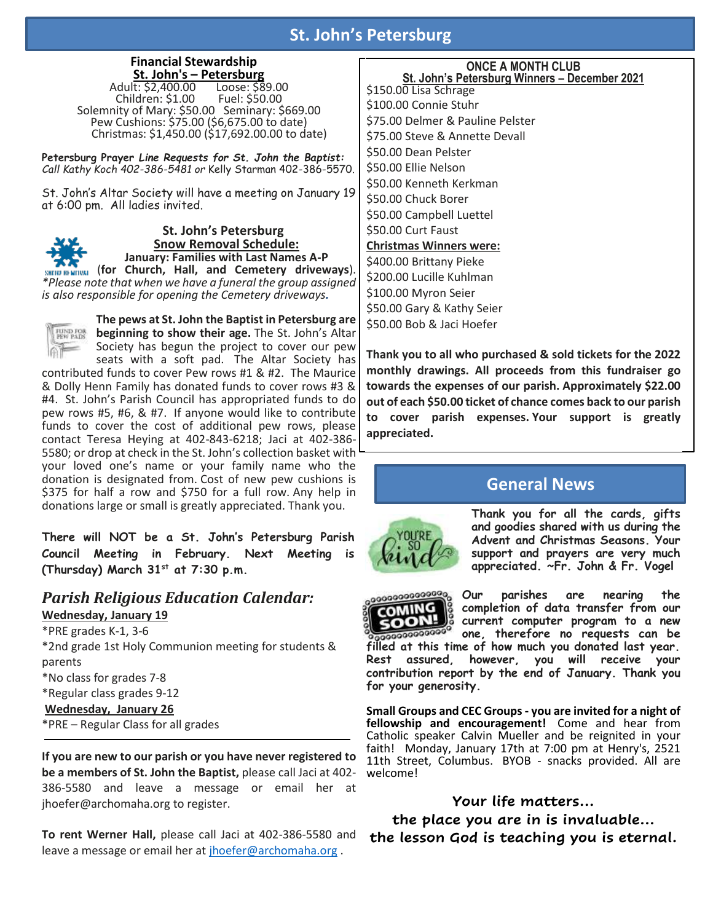# St. John's Petersburg

**Financial Stewardship**
**St. John's – Petersburg**

Adult: $2,400.00 Loose: $89.00
Children: $1.00 Fuel: $50.00
Solemnity of Mary: $50.00 Seminary: $669.00
Pew Cushions: $75.00 ($6,675.00 to date)
Christmas: $1,450.00 ($17,692.00.00 to date)

**Petersburg Prayer** ***Line Requests for St. John the Baptist:*** *Call Kathy Koch 402-386-5481 or* Kelly Starman 402-386-5570.

St. John's Altar Society will have a meeting on January 19 at 6:00 pm. All ladies invited.

**St. John's Petersburg**
**Snow Removal Schedule:**
**January: Families with Last Names A-P** (**for Church, Hall, and Cemetery driveways**).
*\*Please note that when we have a funeral the group assigned is also responsible for opening the Cemetery driveways.*

**The pews at St. John the Baptist in Petersburg are beginning to show their age.** The St. John's Altar Society has begun the project to cover our pew seats with a soft pad. The Altar Society has contributed funds to cover Pew rows #1 & #2. The Maurice & Dolly Henn Family has donated funds to cover rows #3 & #4. St. John's Parish Council has appropriated funds to do pew rows #5, #6, & #7. If anyone would like to contribute funds to cover the cost of additional pew rows, please contact Teresa Heying at 402-843-6218; Jaci at 402-386-5580; or drop at check in the St. John's collection basket with your loved one's name or your family name who the donation is designated from. Cost of new pew cushions is $375 for half a row and $750 for a full row. Any help in donations large or small is greatly appreciated. Thank you.

**There will NOT be a St. John's Petersburg Parish Council Meeting in February. Next Meeting is (Thursday) March 31st at 7:30 p.m.**

## *Parish Religious Education Calendar:*

**Wednesday, January 19**

*PRE grades K-1, 3-6
*2nd grade 1st Holy Communion meeting for students & parents
*No class for grades 7-8
*Regular class grades 9-12

**Wednesday, January 26**

*PRE – Regular Class for all grades

**If you are new to our parish or you have never registered to be a members of St. John the Baptist,** please call Jaci at 402-386-5580 and leave a message or email her at jhoefer@archomaha.org to register.

**To rent Werner Hall,** please call Jaci at 402-386-5580 and leave a message or email her at jhoefer@archomaha.org .

**ONCE A MONTH CLUB**
**St. John's Petersburg Winners – December 2021**

$150.00 Lisa Schrage
$100.00 Connie Stuhr
$75.00 Delmer & Pauline Pelster
$75.00 Steve & Annette Devall
$50.00 Dean Pelster
$50.00 Ellie Nelson
$50.00 Kenneth Kerkman
$50.00 Chuck Borer
$50.00 Campbell Luettel
$50.00 Curt Faust

**Christmas Winners were:**

$400.00 Brittany Pieke
$200.00 Lucille Kuhlman
$100.00 Myron Seier
$50.00 Gary & Kathy Seier
$50.00 Bob & Jaci Hoefer

**Thank you to all who purchased & sold tickets for the 2022 monthly drawings. All proceeds from this fundraiser go towards the expenses of our parish. Approximately $22.00 out of each $50.00 ticket of chance comes back to our parish to cover parish expenses. Your support is greatly appreciated.**

## General News

**Thank you for all the cards, gifts and goodies shared with us during the Advent and Christmas Seasons. Your support and prayers are very much appreciated. ~Fr. John & Fr. Vogel**

***Our*** **parishes are nearing the completion of data transfer from our current computer program to a new one, therefore no requests can be filled at this time of how much you donated last year. Rest assured, however, you will receive your contribution report by the end of January. Thank you for your generosity.**

**Small Groups and CEC Groups - you are invited for a night of fellowship and encouragement!** Come and hear from Catholic speaker Calvin Mueller and be reignited in your faith! Monday, January 17th at 7:00 pm at Henry's, 2521 11th Street, Columbus. BYOB - snacks provided. All are welcome!

**Your life matters…**
**the place you are in is invaluable…**
**the lesson God is teaching you is eternal.**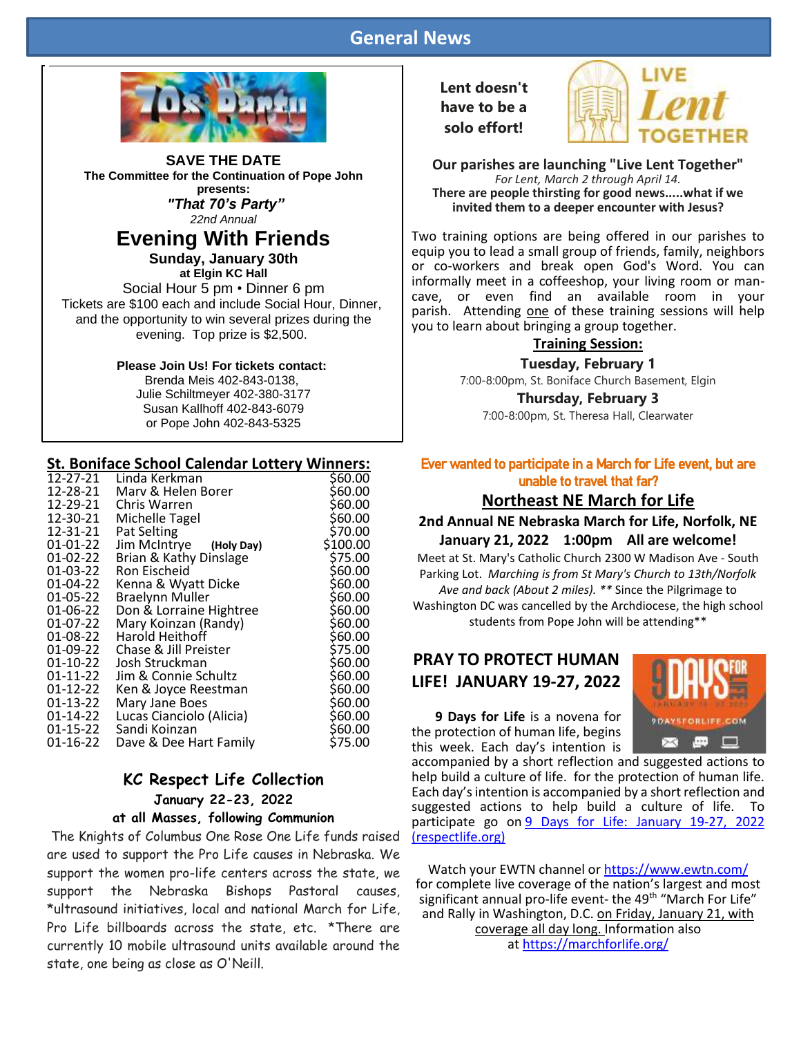# General News

SAVE THE DATE

**The Committee for the Continuation of Pope John presents:**

***"That 70's Party"***

*22nd Annual*

## Evening With Friends

**Sunday, January 30th**

**at Elgin KC Hall**

Social Hour 5 pm • Dinner 6 pm

Tickets are $100 each and include Social Hour, Dinner, and the opportunity to win several prizes during the evening. Top prize is $2,500.

**Please Join Us! For tickets contact:**

Brenda Meis 402-843-0138,
Julie Schiltmeyer 402-380-3177
Susan Kallhoff 402-843-6079
or Pope John 402-843-5325

## St. Boniface School Calendar Lottery Winners:

| | | |
|---|---|---|
| 12-27-21 | Linda Kerkman | $60.00 |
| 12-28-21 | Marv & Helen Borer | $60.00 |
| 12-29-21 | Chris Warren | $60.00 |
| 12-30-21 | Michelle Tagel | $60.00 |
| 12-31-21 | Pat Selting | $70.00 |
| 01-01-22 | Jim McIntrye **(Holy Day)** | $100.00 |
| 01-02-22 | Brian & Kathy Dinslage | $75.00 |
| 01-03-22 | Ron Eischeid | $60.00 |
| 01-04-22 | Kenna & Wyatt Dicke | $60.00 |
| 01-05-22 | Braelynn Muller | $60.00 |
| 01-06-22 | Don & Lorraine Hightree | $60.00 |
| 01-07-22 | Mary Koinzan (Randy) | $60.00 |
| 01-08-22 | Harold Heithoff | $60.00 |
| 01-09-22 | Chase & Jill Preister | $75.00 |
| 01-10-22 | Josh Struckman | $60.00 |
| 01-11-22 | Jim & Connie Schultz | $60.00 |
| 01-12-22 | Ken & Joyce Reestman | $60.00 |
| 01-13-22 | Mary Jane Boes | $60.00 |
| 01-14-22 | Lucas Cianciolo (Alicia) | $60.00 |
| 01-15-22 | Sandi Koinzan | $60.00 |
| 01-16-22 | Dave & Dee Hart Family | $75.00 |

## KC Respect Life Collection

**January 22-23, 2022**

**at all Masses, following Communion**

The Knights of Columbus One Rose One Life funds raised are used to support the Pro Life causes in Nebraska. We support the women pro-life centers across the state, we support the Nebraska Bishops Pastoral causes, *ultrasound initiatives, local and national March for Life, Pro Life billboards across the state, etc. *There are currently 10 mobile ultrasound units available around the state, one being as close as O'Neill.

**Lent doesn't have to be a solo effort!**

LIVE Lent TOGETHER

**Our parishes are launching "Live Lent Together"**

*For Lent, March 2 through April 14.*

**There are people thirsting for good news.....what if we invited them to a deeper encounter with Jesus?**

Two training options are being offered in our parishes to equip you to lead a small group of friends, family, neighbors or co-workers and break open God's Word. You can informally meet in a coffeeshop, your living room or man-cave, or even find an available room in your parish. Attending one of these training sessions will help you to learn about bringing a group together.

**Training Session:**

**Tuesday, February 1**

7:00-8:00pm, St. Boniface Church Basement, Elgin

**Thursday, February 3**

7:00-8:00pm, St. Theresa Hall, Clearwater

**Ever wanted to participate in a March for Life event, but are unable to travel that far?**

## Northeast NE March for Life

**2nd Annual NE Nebraska March for Life, Norfolk, NE**

**January 21, 2022 1:00pm All are welcome!**

Meet at St. Mary's Catholic Church 2300 W Madison Ave - South Parking Lot. *Marching is from St Mary's Church to 13th/Norfolk Ave and back (About 2 miles).* ** Since the Pilgrimage to Washington DC was cancelled by the Archdiocese, the high school students from Pope John will be attending**

## PRAY TO PROTECT HUMAN LIFE! JANUARY 19-27, 2022

**9 Days for Life** is a novena for the protection of human life, begins this week. Each day's intention is accompanied by a short reflection and suggested actions to help build a culture of life. for the protection of human life. Each day's intention is accompanied by a short reflection and suggested actions to help build a culture of life. To participate go on 9 Days for Life: January 19-27, 2022 (respectlife.org)

Watch your EWTN channel or https://www.ewtn.com/ for complete live coverage of the nation's largest and most significant annual pro-life event- the 49th "March For Life" and Rally in Washington, D.C. on Friday, January 21, with coverage all day long. Information also at https://marchforlife.org/